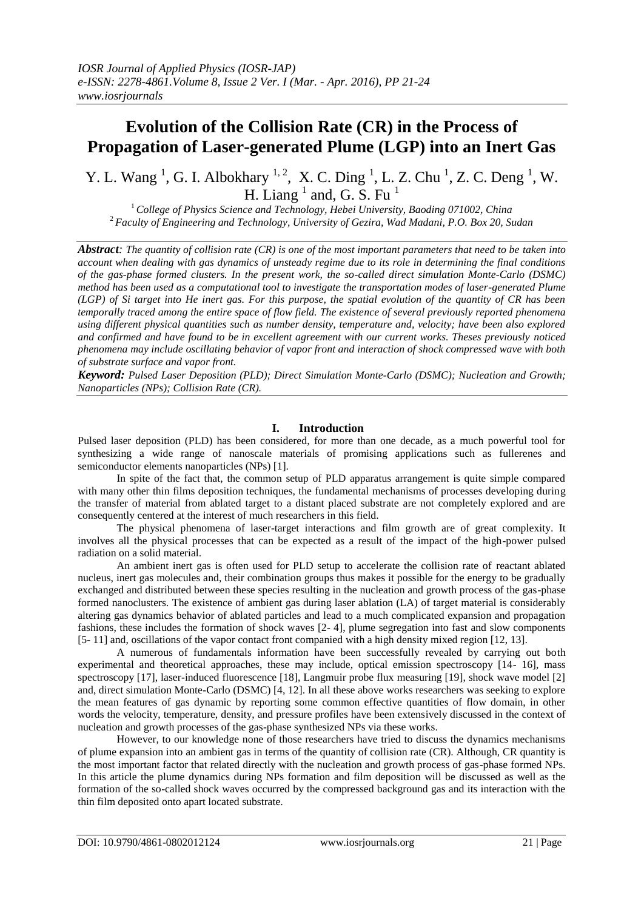# Evolution of the Collision Rate (CR) in the Process of Propagation of Laser-generated Plume (LGP) into an Inert Gas

Y. L. Wang [1], G. I. Albokhary [1, 2], X. C. Ding [1], L. Z. Chu [1], Z. C. Deng [1], W. H. Liang [1] and, G. S. Fu [1]

[1] *College of Physics Science and Technology, Hebei University, Baoding 071002, China*
[2] *Faculty of Engineering and Technology, University of Gezira, Wad Madani, P.O. Box 20, Sudan*

***Abstract****: The quantity of collision rate (CR) is one of the most important parameters that need to be taken into account when dealing with gas dynamics of unsteady regime due to its role in determining the final conditions of the gas-phase formed clusters. In the present work, the so-called direct simulation Monte-Carlo (DSMC) method has been used as a computational tool to investigate the transportation modes of laser-generated Plume (LGP) of Si target into He inert gas. For this purpose, the spatial evolution of the quantity of CR has been temporally traced among the entire space of flow field. The existence of several previously reported phenomena using different physical quantities such as number density, temperature and, velocity; have been also explored and confirmed and have found to be in excellent agreement with our current works. Theses previously noticed phenomena may include oscillating behavior of vapor front and interaction of shock compressed wave with both of substrate surface and vapor front.*

***Keyword:*** *Pulsed Laser Deposition (PLD); Direct Simulation Monte-Carlo (DSMC); Nucleation and Growth; Nanoparticles (NPs); Collision Rate (CR).*

## I. Introduction

Pulsed laser deposition (PLD) has been considered, for more than one decade, as a much powerful tool for synthesizing a wide range of nanoscale materials of promising applications such as fullerenes and semiconductor elements nanoparticles (NPs) [1].

In spite of the fact that, the common setup of PLD apparatus arrangement is quite simple compared with many other thin films deposition techniques, the fundamental mechanisms of processes developing during the transfer of material from ablated target to a distant placed substrate are not completely explored and are consequently centered at the interest of much researchers in this field.

The physical phenomena of laser-target interactions and film growth are of great complexity. It involves all the physical processes that can be expected as a result of the impact of the high-power pulsed radiation on a solid material.

An ambient inert gas is often used for PLD setup to accelerate the collision rate of reactant ablated nucleus, inert gas molecules and, their combination groups thus makes it possible for the energy to be gradually exchanged and distributed between these species resulting in the nucleation and growth process of the gas-phase formed nanoclusters. The existence of ambient gas during laser ablation (LA) of target material is considerably altering gas dynamics behavior of ablated particles and lead to a much complicated expansion and propagation fashions, these includes the formation of shock waves [2- 4], plume segregation into fast and slow components [5- 11] and, oscillations of the vapor contact front companied with a high density mixed region [12, 13].

A numerous of fundamentals information have been successfully revealed by carrying out both experimental and theoretical approaches, these may include, optical emission spectroscopy [14- 16], mass spectroscopy [17], laser-induced fluorescence [18], Langmuir probe flux measuring [19], shock wave model [2] and, direct simulation Monte-Carlo (DSMC) [4, 12]. In all these above works researchers was seeking to explore the mean features of gas dynamic by reporting some common effective quantities of flow domain, in other words the velocity, temperature, density, and pressure profiles have been extensively discussed in the context of nucleation and growth processes of the gas-phase synthesized NPs via these works.

However, to our knowledge none of those researchers have tried to discuss the dynamics mechanisms of plume expansion into an ambient gas in terms of the quantity of collision rate (CR). Although, CR quantity is the most important factor that related directly with the nucleation and growth process of gas-phase formed NPs. In this article the plume dynamics during NPs formation and film deposition will be discussed as well as the formation of the so-called shock waves occurred by the compressed background gas and its interaction with the thin film deposited onto apart located substrate.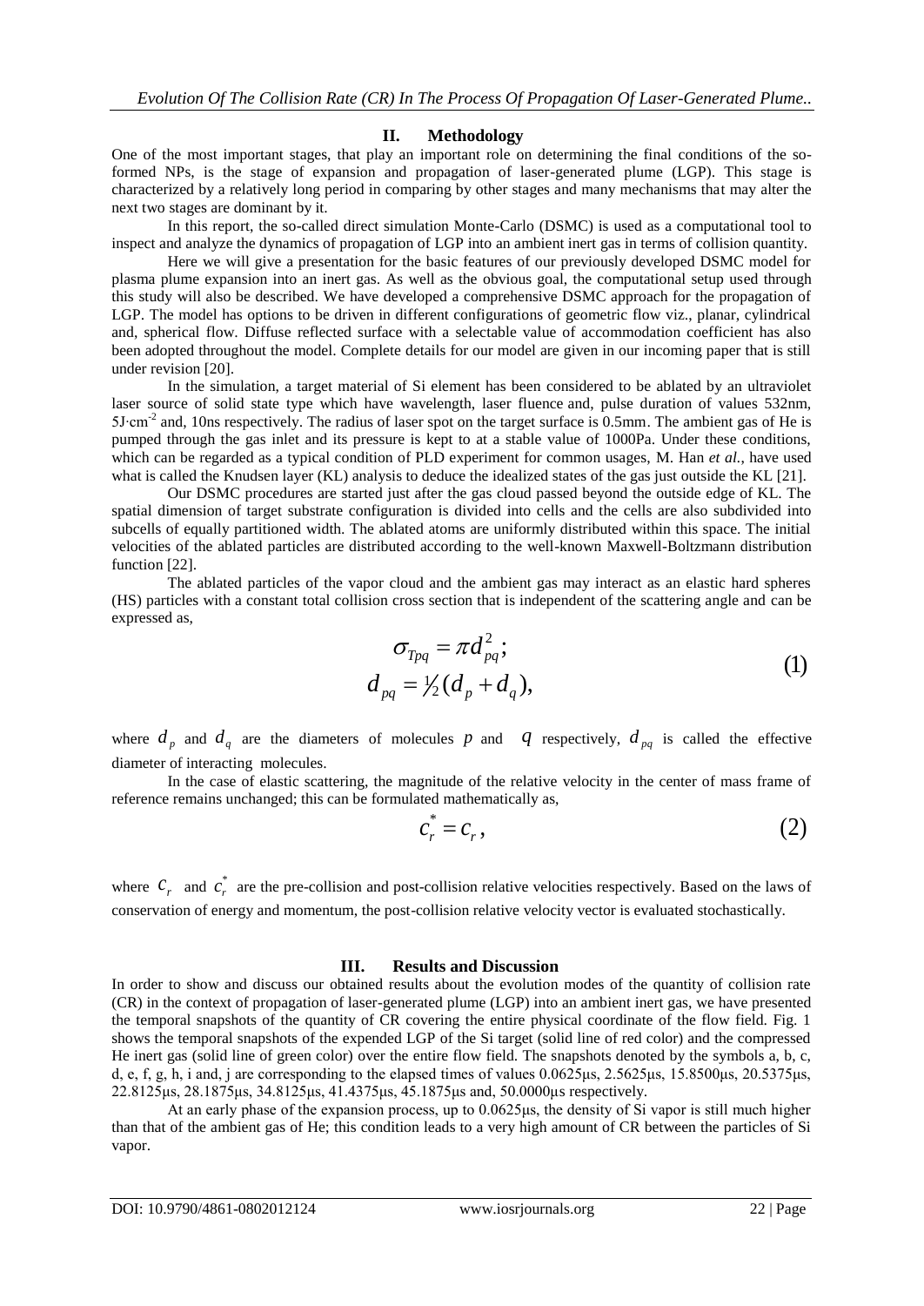## II. Methodology

One of the most important stages, that play an important role on determining the final conditions of the so-formed NPs, is the stage of expansion and propagation of laser-generated plume (LGP). This stage is characterized by a relatively long period in comparing by other stages and many mechanisms that may alter the next two stages are dominant by it.

In this report, the so-called direct simulation Monte-Carlo (DSMC) is used as a computational tool to inspect and analyze the dynamics of propagation of LGP into an ambient inert gas in terms of collision quantity.

Here we will give a presentation for the basic features of our previously developed DSMC model for plasma plume expansion into an inert gas. As well as the obvious goal, the computational setup used through this study will also be described. We have developed a comprehensive DSMC approach for the propagation of LGP. The model has options to be driven in different configurations of geometric flow viz., planar, cylindrical and, spherical flow. Diffuse reflected surface with a selectable value of accommodation coefficient has also been adopted throughout the model. Complete details for our model are given in our incoming paper that is still under revision [20].

In the simulation, a target material of Si element has been considered to be ablated by an ultraviolet laser source of solid state type which have wavelength, laser fluence and, pulse duration of values 532nm, 5J·cm$^{-2}$ and, 10ns respectively. The radius of laser spot on the target surface is 0.5mm. The ambient gas of He is pumped through the gas inlet and its pressure is kept to at a stable value of 1000Pa. Under these conditions, which can be regarded as a typical condition of PLD experiment for common usages, M. Han *et al.*, have used what is called the Knudsen layer (KL) analysis to deduce the idealized states of the gas just outside the KL [21].

Our DSMC procedures are started just after the gas cloud passed beyond the outside edge of KL. The spatial dimension of target substrate configuration is divided into cells and the cells are also subdivided into subcells of equally partitioned width. The ablated atoms are uniformly distributed within this space. The initial velocities of the ablated particles are distributed according to the well-known Maxwell-Boltzmann distribution function [22].

The ablated particles of the vapor cloud and the ambient gas may interact as an elastic hard spheres (HS) particles with a constant total collision cross section that is independent of the scattering angle and can be expressed as,

$$\sigma_{Tpq} = \pi d_{pq}^2; \qquad d_{pq} = \tfrac{1}{2}(d_p + d_q), \tag{1}$$

where $d_p$ and $d_q$ are the diameters of molecules $p$ and $q$ respectively, $d_{pq}$ is called the effective diameter of interacting molecules.

In the case of elastic scattering, the magnitude of the relative velocity in the center of mass frame of reference remains unchanged; this can be formulated mathematically as,

$$c_r^* = c_r, \tag{2}$$

where $c_r$ and $c_r^*$ are the pre-collision and post-collision relative velocities respectively. Based on the laws of conservation of energy and momentum, the post-collision relative velocity vector is evaluated stochastically.

## III. Results and Discussion

In order to show and discuss our obtained results about the evolution modes of the quantity of collision rate (CR) in the context of propagation of laser-generated plume (LGP) into an ambient inert gas, we have presented the temporal snapshots of the quantity of CR covering the entire physical coordinate of the flow field. Fig. 1 shows the temporal snapshots of the expended LGP of the Si target (solid line of red color) and the compressed He inert gas (solid line of green color) over the entire flow field. The snapshots denoted by the symbols a, b, c, d, e, f, g, h, i and, j are corresponding to the elapsed times of values 0.0625μs, 2.5625μs, 15.8500μs, 20.5375μs, 22.8125μs, 28.1875μs, 34.8125μs, 41.4375μs, 45.1875μs and, 50.0000μs respectively.

At an early phase of the expansion process, up to 0.0625μs, the density of Si vapor is still much higher than that of the ambient gas of He; this condition leads to a very high amount of CR between the particles of Si vapor.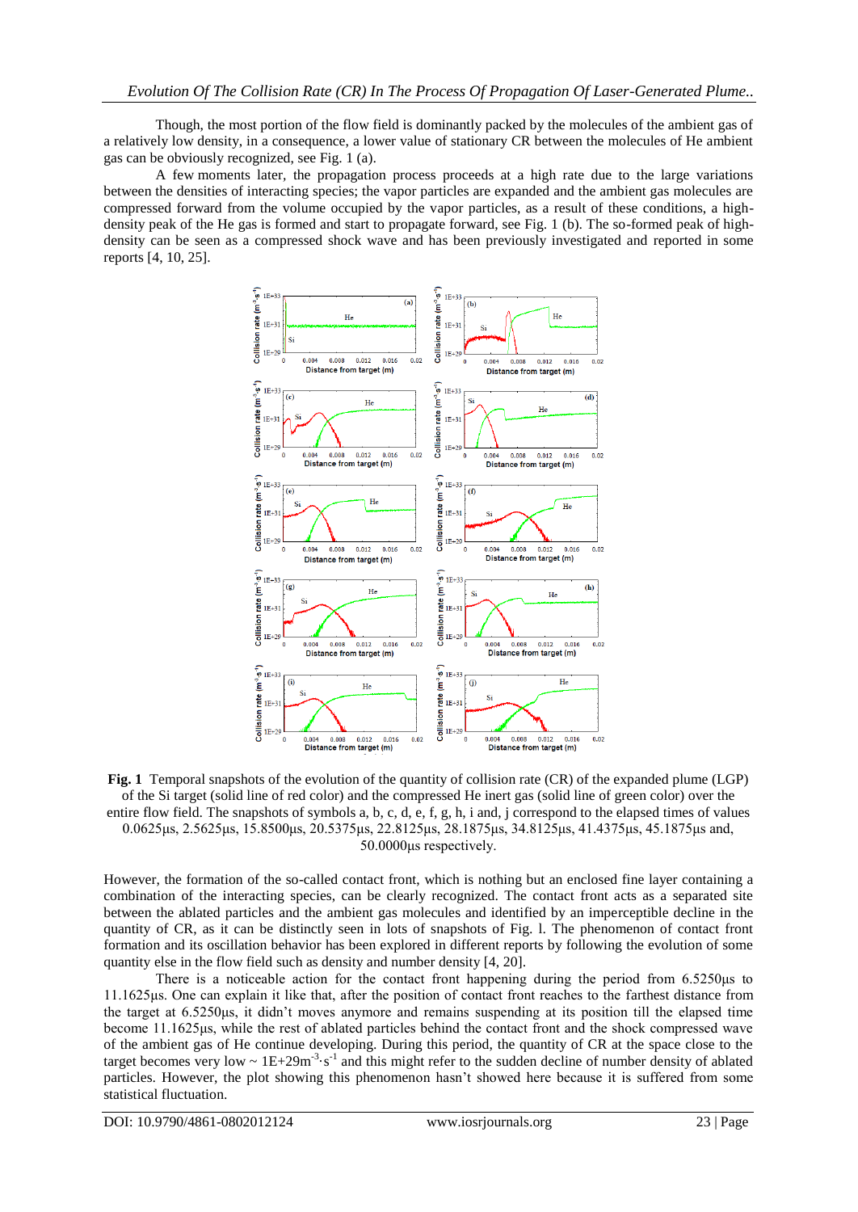Though, the most portion of the flow field is dominantly packed by the molecules of the ambient gas of a relatively low density, in a consequence, a lower value of stationary CR between the molecules of He ambient gas can be obviously recognized, see Fig. 1 (a).

A few moments later, the propagation process proceeds at a high rate due to the large variations between the densities of interacting species; the vapor particles are expanded and the ambient gas molecules are compressed forward from the volume occupied by the vapor particles, as a result of these conditions, a high-density peak of the He gas is formed and start to propagate forward, see Fig. 1 (b). The so-formed peak of high-density can be seen as a compressed shock wave and has been previously investigated and reported in some reports [4, 10, 25].

**Fig. 1** Temporal snapshots of the evolution of the quantity of collision rate (CR) of the expanded plume (LGP) of the Si target (solid line of red color) and the compressed He inert gas (solid line of green color) over the entire flow field. The snapshots of symbols a, b, c, d, e, f, g, h, i and, j correspond to the elapsed times of values 0.0625μs, 2.5625μs, 15.8500μs, 20.5375μs, 22.8125μs, 28.1875μs, 34.8125μs, 41.4375μs, 45.1875μs and, 50.0000μs respectively.

However, the formation of the so-called contact front, which is nothing but an enclosed fine layer containing a combination of the interacting species, can be clearly recognized. The contact front acts as a separated site between the ablated particles and the ambient gas molecules and identified by an imperceptible decline in the quantity of CR, as it can be distinctly seen in lots of snapshots of Fig. l. The phenomenon of contact front formation and its oscillation behavior has been explored in different reports by following the evolution of some quantity else in the flow field such as density and number density [4, 20].

There is a noticeable action for the contact front happening during the period from 6.5250μs to 11.1625μs. One can explain it like that, after the position of contact front reaches to the farthest distance from the target at 6.5250μs, it didn't moves anymore and remains suspending at its position till the elapsed time become 11.1625μs, while the rest of ablated particles behind the contact front and the shock compressed wave of the ambient gas of He continue developing. During this period, the quantity of CR at the space close to the target becomes very low ~ $1E+29 m^{-3}\cdot s^{-1}$ and this might refer to the sudden decline of number density of ablated particles. However, the plot showing this phenomenon hasn't showed here because it is suffered from some statistical fluctuation.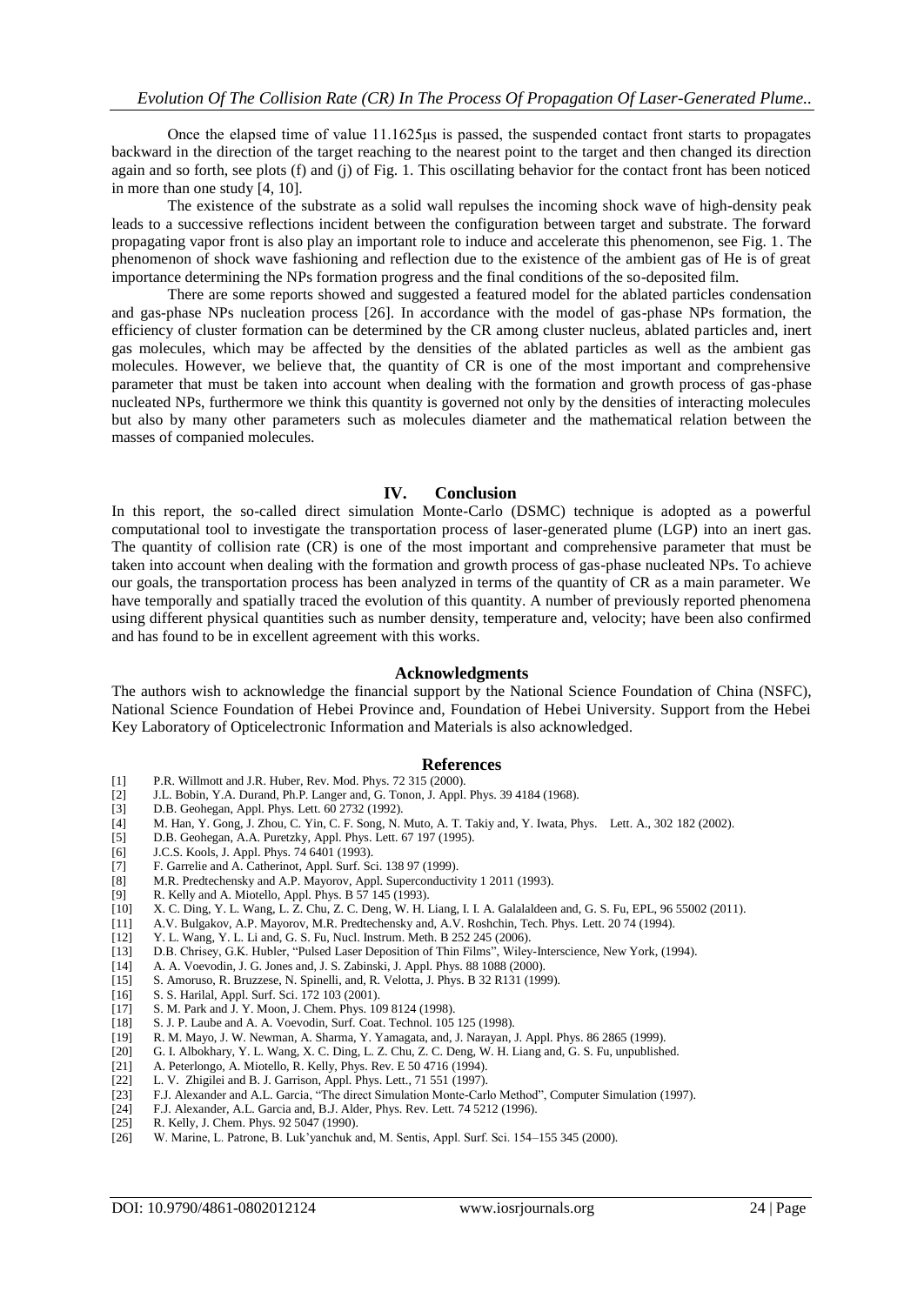Once the elapsed time of value 11.1625μs is passed, the suspended contact front starts to propagates backward in the direction of the target reaching to the nearest point to the target and then changed its direction again and so forth, see plots (f) and (j) of Fig. 1. This oscillating behavior for the contact front has been noticed in more than one study [4, 10].

The existence of the substrate as a solid wall repulses the incoming shock wave of high-density peak leads to a successive reflections incident between the configuration between target and substrate. The forward propagating vapor front is also play an important role to induce and accelerate this phenomenon, see Fig. 1. The phenomenon of shock wave fashioning and reflection due to the existence of the ambient gas of He is of great importance determining the NPs formation progress and the final conditions of the so-deposited film.

There are some reports showed and suggested a featured model for the ablated particles condensation and gas-phase NPs nucleation process [26]. In accordance with the model of gas-phase NPs formation, the efficiency of cluster formation can be determined by the CR among cluster nucleus, ablated particles and, inert gas molecules, which may be affected by the densities of the ablated particles as well as the ambient gas molecules. However, we believe that, the quantity of CR is one of the most important and comprehensive parameter that must be taken into account when dealing with the formation and growth process of gas-phase nucleated NPs, furthermore we think this quantity is governed not only by the densities of interacting molecules but also by many other parameters such as molecules diameter and the mathematical relation between the masses of companied molecules.

## IV. Conclusion

In this report, the so-called direct simulation Monte-Carlo (DSMC) technique is adopted as a powerful computational tool to investigate the transportation process of laser-generated plume (LGP) into an inert gas. The quantity of collision rate (CR) is one of the most important and comprehensive parameter that must be taken into account when dealing with the formation and growth process of gas-phase nucleated NPs. To achieve our goals, the transportation process has been analyzed in terms of the quantity of CR as a main parameter. We have temporally and spatially traced the evolution of this quantity. A number of previously reported phenomena using different physical quantities such as number density, temperature and, velocity; have been also confirmed and has found to be in excellent agreement with this works.

### Acknowledgments

The authors wish to acknowledge the financial support by the National Science Foundation of China (NSFC), National Science Foundation of Hebei Province and, Foundation of Hebei University. Support from the Hebei Key Laboratory of Opticelectronic Information and Materials is also acknowledged.

### References

[1] P.R. Willmott and J.R. Huber, Rev. Mod. Phys. 72 315 (2000).
[2] J.L. Bobin, Y.A. Durand, Ph.P. Langer and, G. Tonon, J. Appl. Phys. 39 4184 (1968).
[3] D.B. Geohegan, Appl. Phys. Lett. 60 2732 (1992).
[4] M. Han, Y. Gong, J. Zhou, C. Yin, C. F. Song, N. Muto, A. T. Takiy and, Y. Iwata, Phys. Lett. A., 302 182 (2002).
[5] D.B. Geohegan, A.A. Puretzky, Appl. Phys. Lett. 67 197 (1995).
[6] J.C.S. Kools, J. Appl. Phys. 74 6401 (1993).
[7] F. Garrelie and A. Catherinot, Appl. Surf. Sci. 138 97 (1999).
[8] M.R. Predtechensky and A.P. Mayorov, Appl. Superconductivity 1 2011 (1993).
[9] R. Kelly and A. Miotello, Appl. Phys. B 57 145 (1993).
[10] X. C. Ding, Y. L. Wang, L. Z. Chu, Z. C. Deng, W. H. Liang, I. I. A. Galalaldeen and, G. S. Fu, EPL, 96 55002 (2011).
[11] A.V. Bulgakov, A.P. Mayorov, M.R. Predtechensky and, A.V. Roshchin, Tech. Phys. Lett. 20 74 (1994).
[12] Y. L. Wang, Y. L. Li and, G. S. Fu, Nucl. Instrum. Meth. B 252 245 (2006).
[13] D.B. Chrisey, G.K. Hubler, "Pulsed Laser Deposition of Thin Films", Wiley-Interscience, New York, (1994).
[14] A. A. Voevodin, J. G. Jones and, J. S. Zabinski, J. Appl. Phys. 88 1088 (2000).
[15] S. Amoruso, R. Bruzzese, N. Spinelli, and, R. Velotta, J. Phys. B 32 R131 (1999).
[16] S. S. Harilal, Appl. Surf. Sci. 172 103 (2001).
[17] S. M. Park and J. Y. Moon, J. Chem. Phys. 109 8124 (1998).
[18] S. J. P. Laube and A. A. Voevodin, Surf. Coat. Technol. 105 125 (1998).
[19] R. M. Mayo, J. W. Newman, A. Sharma, Y. Yamagata, and, J. Narayan, J. Appl. Phys. 86 2865 (1999).
[20] G. I. Albokhary, Y. L. Wang, X. C. Ding, L. Z. Chu, Z. C. Deng, W. H. Liang and, G. S. Fu, unpublished.
[21] A. Peterlongo, A. Miotello, R. Kelly, Phys. Rev. E 50 4716 (1994).
[22] L. V. Zhigilei and B. J. Garrison, Appl. Phys. Lett., 71 551 (1997).
[23] F.J. Alexander and A.L. Garcia, "The direct Simulation Monte-Carlo Method", Computer Simulation (1997).
[24] F.J. Alexander, A.L. Garcia and, B.J. Alder, Phys. Rev. Lett. 74 5212 (1996).
[25] R. Kelly, J. Chem. Phys. 92 5047 (1990).
[26] W. Marine, L. Patrone, B. Luk'yanchuk and, M. Sentis, Appl. Surf. Sci. 154–155 345 (2000).